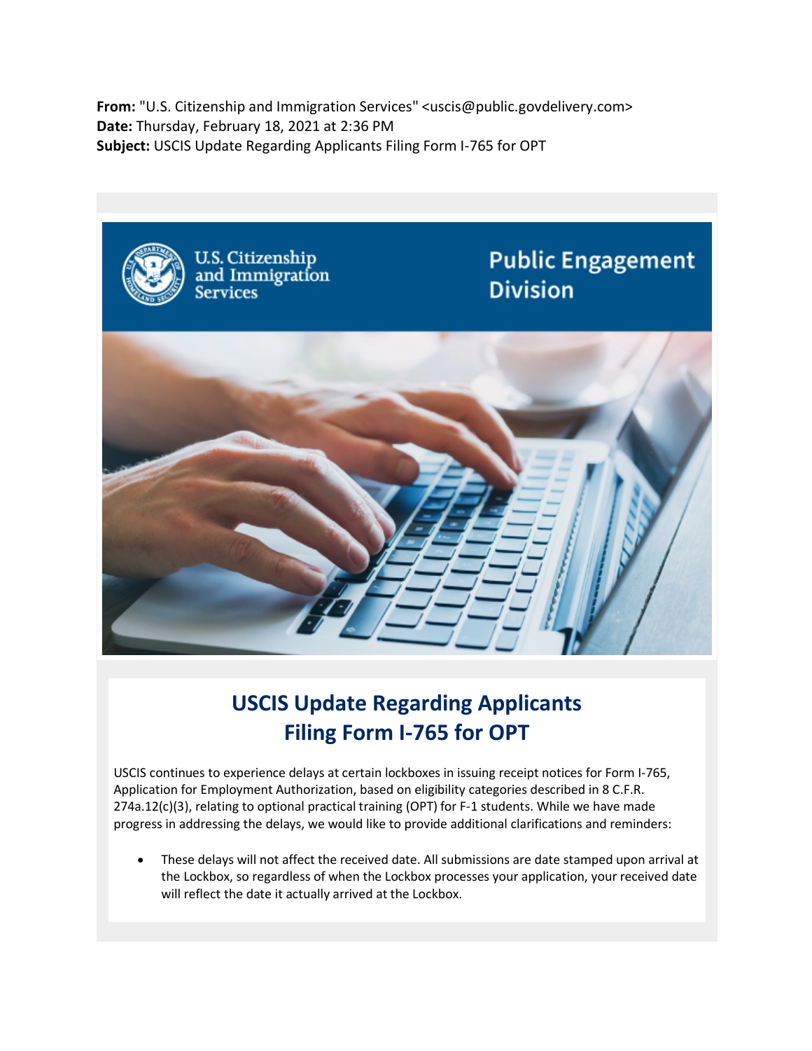**From:** "U.S. Citizenship and Immigration Services" <uscis@public.govdelivery.com>
**Date:** Thursday, February 18, 2021 at 2:36 PM
**Subject:** USCIS Update Regarding Applicants Filing Form I-765 for OPT

U.S. Citizenship and Immigration Services

Public Engagement Division

# USCIS Update Regarding Applicants Filing Form I-765 for OPT

USCIS continues to experience delays at certain lockboxes in issuing receipt notices for Form I-765, Application for Employment Authorization, based on eligibility categories described in 8 C.F.R. 274a.12(c)(3), relating to optional practical training (OPT) for F-1 students. While we have made progress in addressing the delays, we would like to provide additional clarifications and reminders:

- These delays will not affect the received date. All submissions are date stamped upon arrival at the Lockbox, so regardless of when the Lockbox processes your application, your received date will reflect the date it actually arrived at the Lockbox.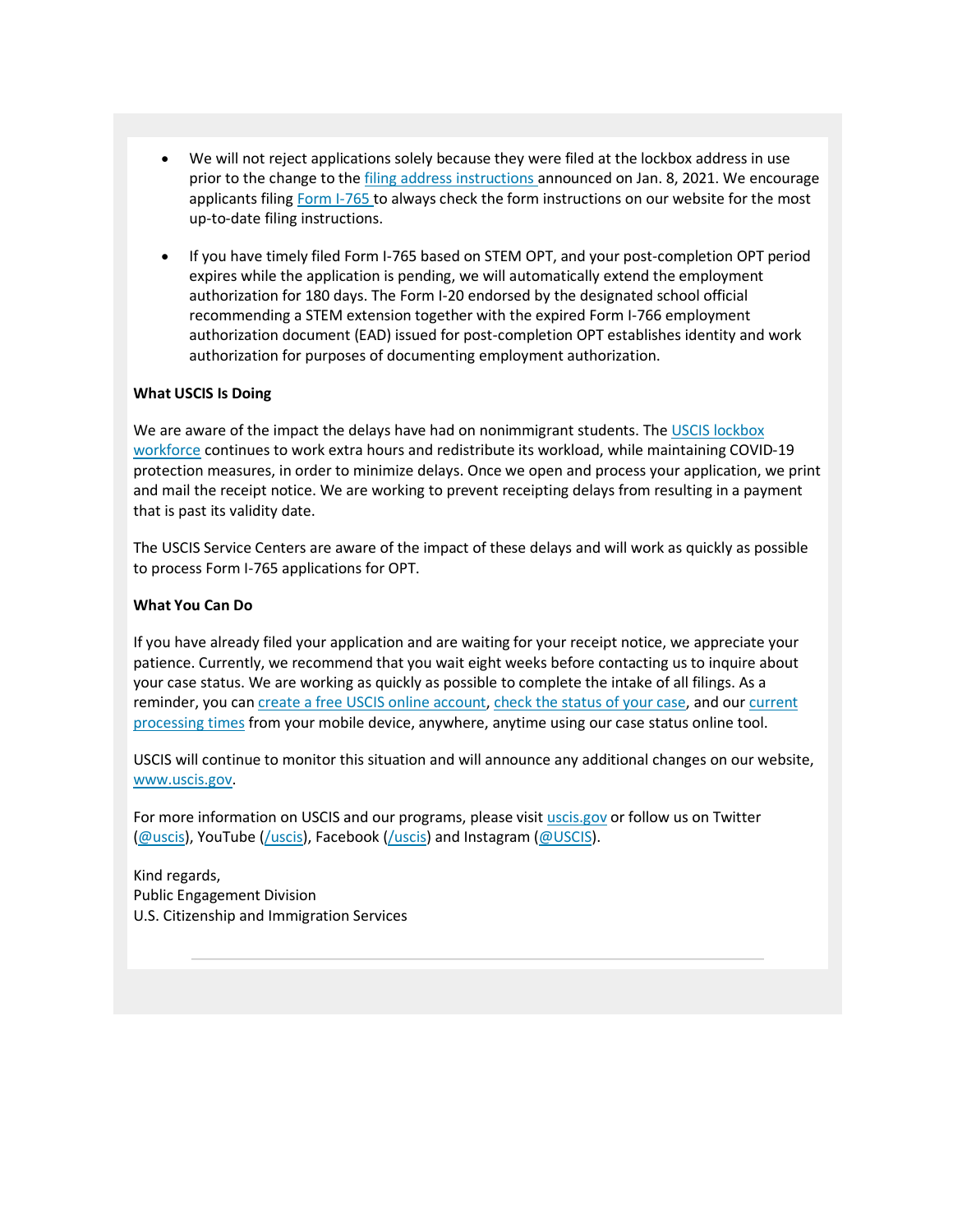- We will not reject applications solely because they were filed at the lockbox address in use prior to the change to the filing address instructions announced on Jan. 8, 2021. We encourage applicants filing Form I-765 to always check the form instructions on our website for the most up-to-date filing instructions.

- If you have timely filed Form I-765 based on STEM OPT, and your post-completion OPT period expires while the application is pending, we will automatically extend the employment authorization for 180 days. The Form I-20 endorsed by the designated school official recommending a STEM extension together with the expired Form I-766 employment authorization document (EAD) issued for post-completion OPT establishes identity and work authorization for purposes of documenting employment authorization.

**What USCIS Is Doing**

We are aware of the impact the delays have had on nonimmigrant students. The USCIS lockbox workforce continues to work extra hours and redistribute its workload, while maintaining COVID-19 protection measures, in order to minimize delays. Once we open and process your application, we print and mail the receipt notice. We are working to prevent receipting delays from resulting in a payment that is past its validity date.

The USCIS Service Centers are aware of the impact of these delays and will work as quickly as possible to process Form I-765 applications for OPT.

**What You Can Do**

If you have already filed your application and are waiting for your receipt notice, we appreciate your patience. Currently, we recommend that you wait eight weeks before contacting us to inquire about your case status. We are working as quickly as possible to complete the intake of all filings. As a reminder, you can create a free USCIS online account, check the status of your case, and our current processing times from your mobile device, anywhere, anytime using our case status online tool.

USCIS will continue to monitor this situation and will announce any additional changes on our website, www.uscis.gov.

For more information on USCIS and our programs, please visit uscis.gov or follow us on Twitter (@uscis), YouTube (/uscis), Facebook (/uscis) and Instagram (@USCIS).

Kind regards,
Public Engagement Division
U.S. Citizenship and Immigration Services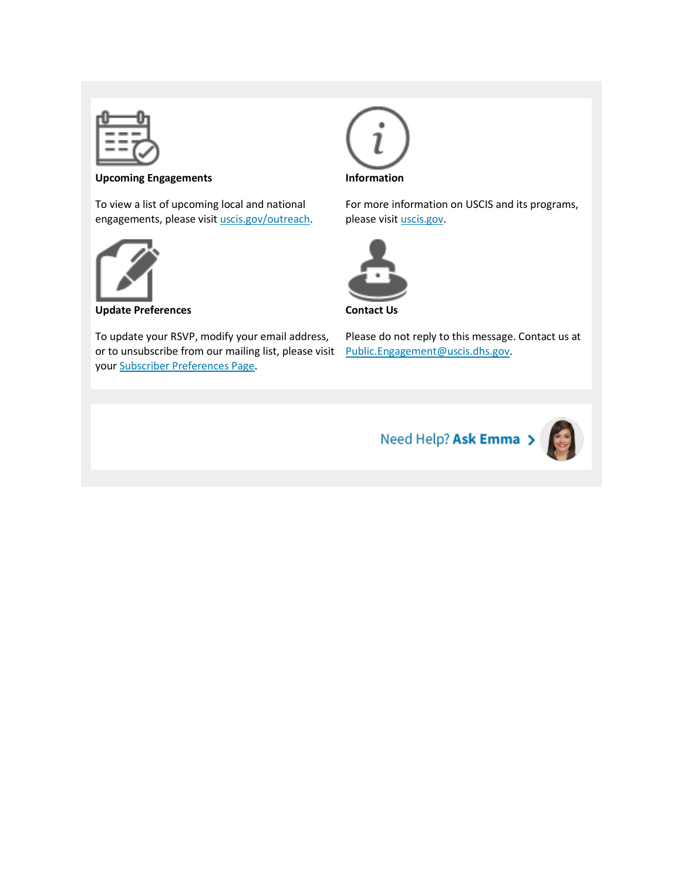**Upcoming Engagements**

To view a list of upcoming local and national engagements, please visit uscis.gov/outreach.

**Information**

For more information on USCIS and its programs, please visit uscis.gov.

**Update Preferences**

To update your RSVP, modify your email address, or to unsubscribe from our mailing list, please visit your Subscriber Preferences Page.

**Contact Us**

Please do not reply to this message. Contact us at Public.Engagement@uscis.dhs.gov.

Need Help? **Ask Emma** >